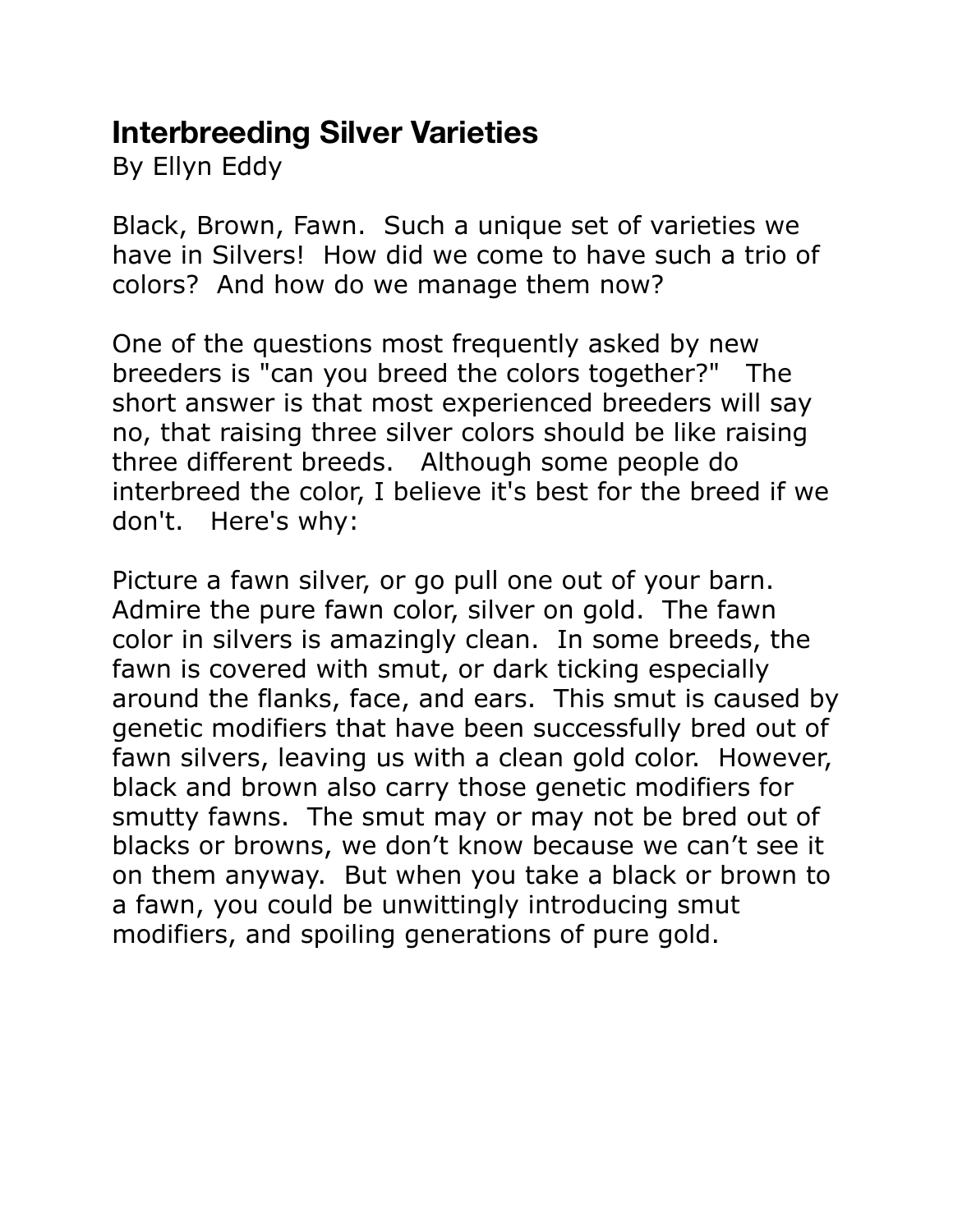## Interbreeding Silver Varieties

By Ellyn Eddy

Black, Brown, Fawn. Such a unique set of varieties we have in Silvers! How did we come to have such a trio of colors? And how do we manage them now?

One of the questions most frequently asked by new breeders is "can you breed the colors together?" The short answer is that most experienced breeders will say no, that raising three silver colors should be like raising three different breeds. Although some people do interbreed the color, I believe it's best for the breed if we don't. Here's why:

Picture a fawn silver, or go pull one out of your barn. Admire the pure fawn color, silver on gold. The fawn color in silvers is amazingly clean. In some breeds, the fawn is covered with smut, or dark ticking especially around the flanks, face, and ears. This smut is caused by genetic modifiers that have been successfully bred out of fawn silvers, leaving us with a clean gold color. However, black and brown also carry those genetic modifiers for smutty fawns. The smut may or may not be bred out of blacks or browns, we don't know because we can't see it on them anyway. But when you take a black or brown to a fawn, you could be unwittingly introducing smut modifiers, and spoiling generations of pure gold.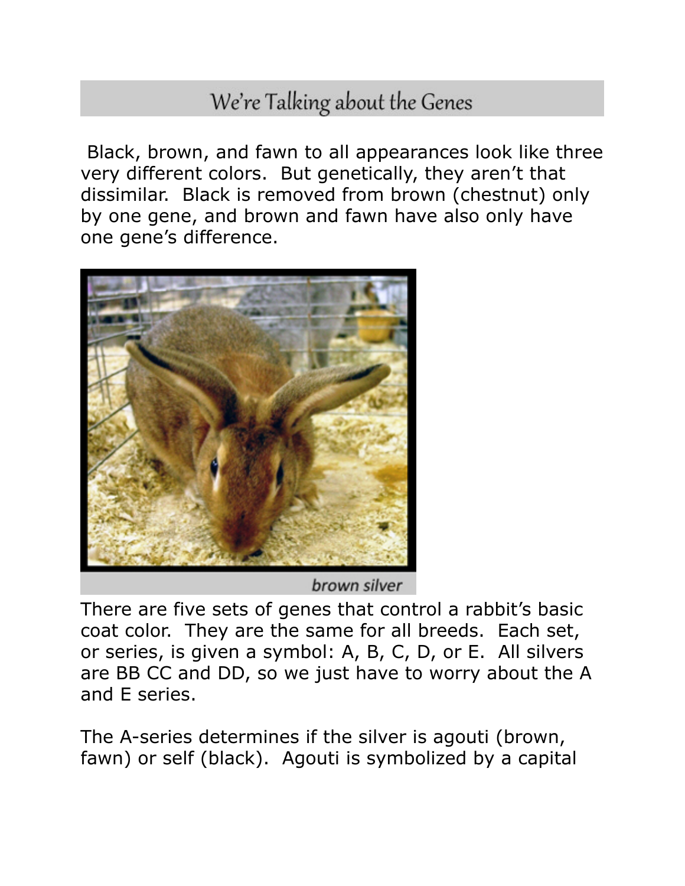## We're Talking about the Genes

Black, brown, and fawn to all appearances look like three very different colors. But genetically, they aren't that dissimilar. Black is removed from brown (chestnut) only by one gene, and brown and fawn have also only have one gene's difference.

*brown silver*

There are five sets of genes that control a rabbit's basic coat color. They are the same for all breeds. Each set, or series, is given a symbol: A, B, C, D, or E. All silvers are BB CC and DD, so we just have to worry about the A and E series.

The A-series determines if the silver is agouti (brown, fawn) or self (black). Agouti is symbolized by a capital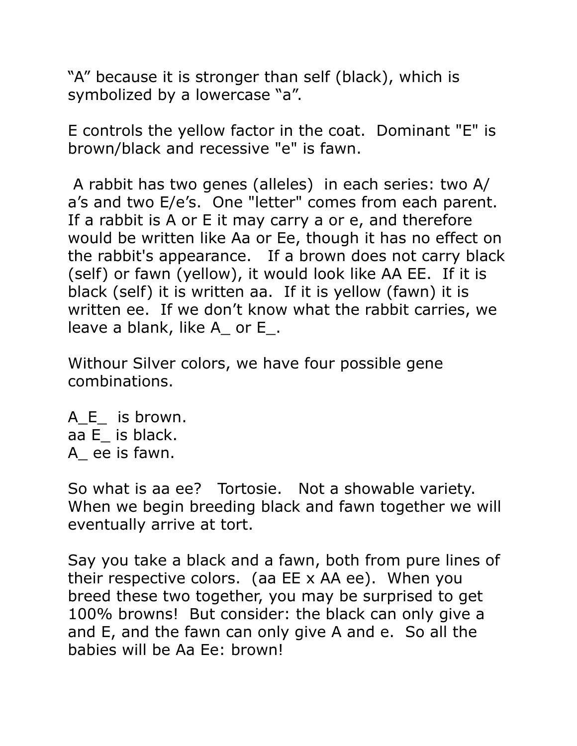“A” because it is stronger than self (black), which is symbolized by a lowercase “a”.

E controls the yellow factor in the coat. Dominant "E" is brown/black and recessive "e" is fawn.

A rabbit has two genes (alleles) in each series: two A/a’s and two E/e’s. One "letter" comes from each parent. If a rabbit is A or E it may carry a or e, and therefore would be written like Aa or Ee, though it has no effect on the rabbit's appearance. If a brown does not carry black (self) or fawn (yellow), it would look like AA EE. If it is black (self) it is written aa. If it is yellow (fawn) it is written ee. If we don’t know what the rabbit carries, we leave a blank, like A_ or E_.

Withour Silver colors, we have four possible gene combinations.

A_E_ is brown.
aa E_ is black.
A_ ee is fawn.

So what is aa ee? Tortosie. Not a showable variety. When we begin breeding black and fawn together we will eventually arrive at tort.

Say you take a black and a fawn, both from pure lines of their respective colors. (aa EE x AA ee). When you breed these two together, you may be surprised to get 100% browns! But consider: the black can only give a and E, and the fawn can only give A and e. So all the babies will be Aa Ee: brown!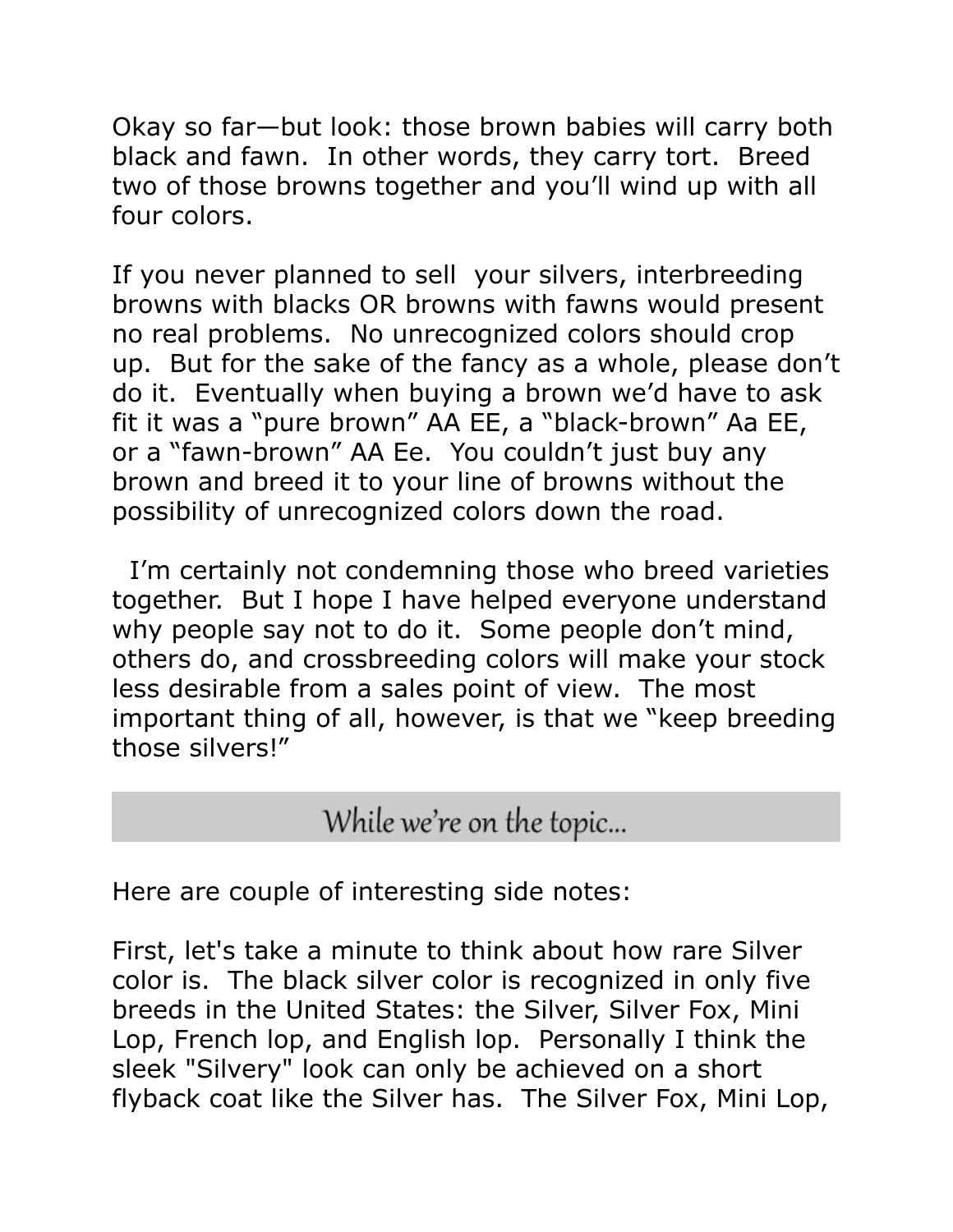Okay so far—but look: those brown babies will carry both black and fawn. In other words, they carry tort. Breed two of those browns together and you'll wind up with all four colors.

If you never planned to sell your silvers, interbreeding browns with blacks OR browns with fawns would present no real problems. No unrecognized colors should crop up. But for the sake of the fancy as a whole, please don't do it. Eventually when buying a brown we'd have to ask fit it was a "pure brown" AA EE, a "black-brown" Aa EE, or a "fawn-brown" AA Ee. You couldn't just buy any brown and breed it to your line of browns without the possibility of unrecognized colors down the road.

I'm certainly not condemning those who breed varieties together. But I hope I have helped everyone understand why people say not to do it. Some people don't mind, others do, and crossbreeding colors will make your stock less desirable from a sales point of view. The most important thing of all, however, is that we "keep breeding those silvers!"

## While we're on the topic...

Here are couple of interesting side notes:

First, let's take a minute to think about how rare Silver color is. The black silver color is recognized in only five breeds in the United States: the Silver, Silver Fox, Mini Lop, French lop, and English lop. Personally I think the sleek "Silvery" look can only be achieved on a short flyback coat like the Silver has. The Silver Fox, Mini Lop,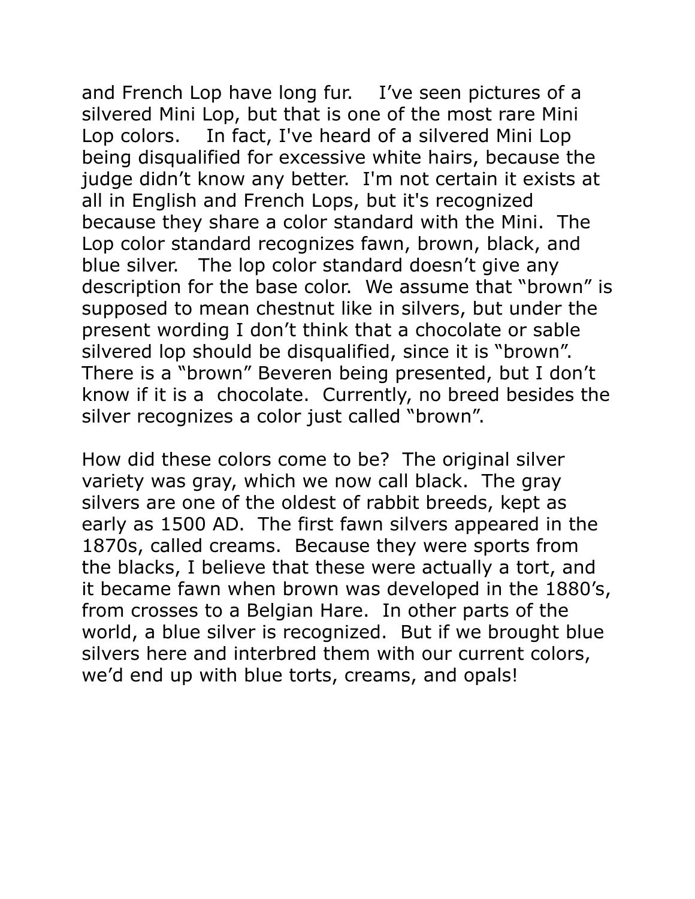and French Lop have long fur. I've seen pictures of a silvered Mini Lop, but that is one of the most rare Mini Lop colors. In fact, I've heard of a silvered Mini Lop being disqualified for excessive white hairs, because the judge didn't know any better. I'm not certain it exists at all in English and French Lops, but it's recognized because they share a color standard with the Mini. The Lop color standard recognizes fawn, brown, black, and blue silver. The lop color standard doesn't give any description for the base color. We assume that "brown" is supposed to mean chestnut like in silvers, but under the present wording I don't think that a chocolate or sable silvered lop should be disqualified, since it is "brown". There is a "brown" Beveren being presented, but I don't know if it is a chocolate. Currently, no breed besides the silver recognizes a color just called "brown".

How did these colors come to be? The original silver variety was gray, which we now call black. The gray silvers are one of the oldest of rabbit breeds, kept as early as 1500 AD. The first fawn silvers appeared in the 1870s, called creams. Because they were sports from the blacks, I believe that these were actually a tort, and it became fawn when brown was developed in the 1880's, from crosses to a Belgian Hare. In other parts of the world, a blue silver is recognized. But if we brought blue silvers here and interbred them with our current colors, we'd end up with blue torts, creams, and opals!